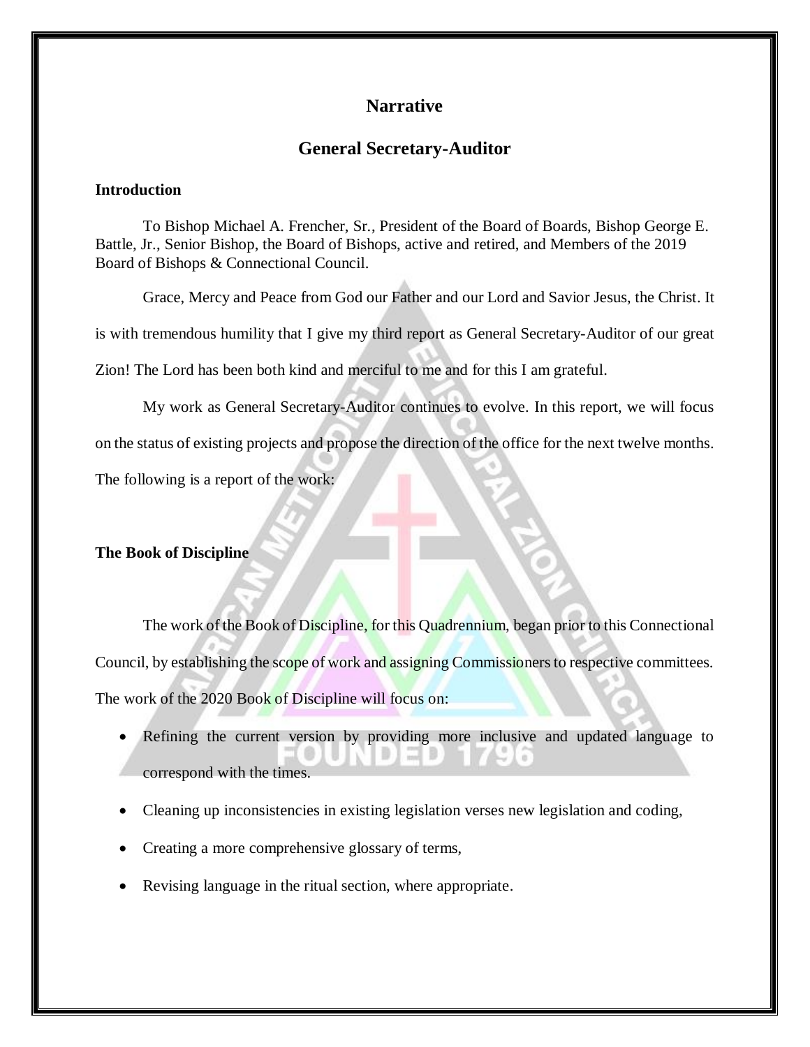# Narrative

## General Secretary-Auditor

### Introduction

To Bishop Michael A. Frencher, Sr., President of the Board of Boards, Bishop George E. Battle, Jr., Senior Bishop, the Board of Bishops, active and retired, and Members of the 2019 Board of Bishops & Connectional Council.

Grace, Mercy and Peace from God our Father and our Lord and Savior Jesus, the Christ. It is with tremendous humility that I give my third report as General Secretary-Auditor of our great Zion! The Lord has been both kind and merciful to me and for this I am grateful.

My work as General Secretary-Auditor continues to evolve. In this report, we will focus on the status of existing projects and propose the direction of the office for the next twelve months. The following is a report of the work:

### The Book of Discipline

The work of the Book of Discipline, for this Quadrennium, began prior to this Connectional Council, by establishing the scope of work and assigning Commissioners to respective committees. The work of the 2020 Book of Discipline will focus on:

- Refining the current version by providing more inclusive and updated language to correspond with the times.
- Cleaning up inconsistencies in existing legislation verses new legislation and coding,
- Creating a more comprehensive glossary of terms,
- Revising language in the ritual section, where appropriate.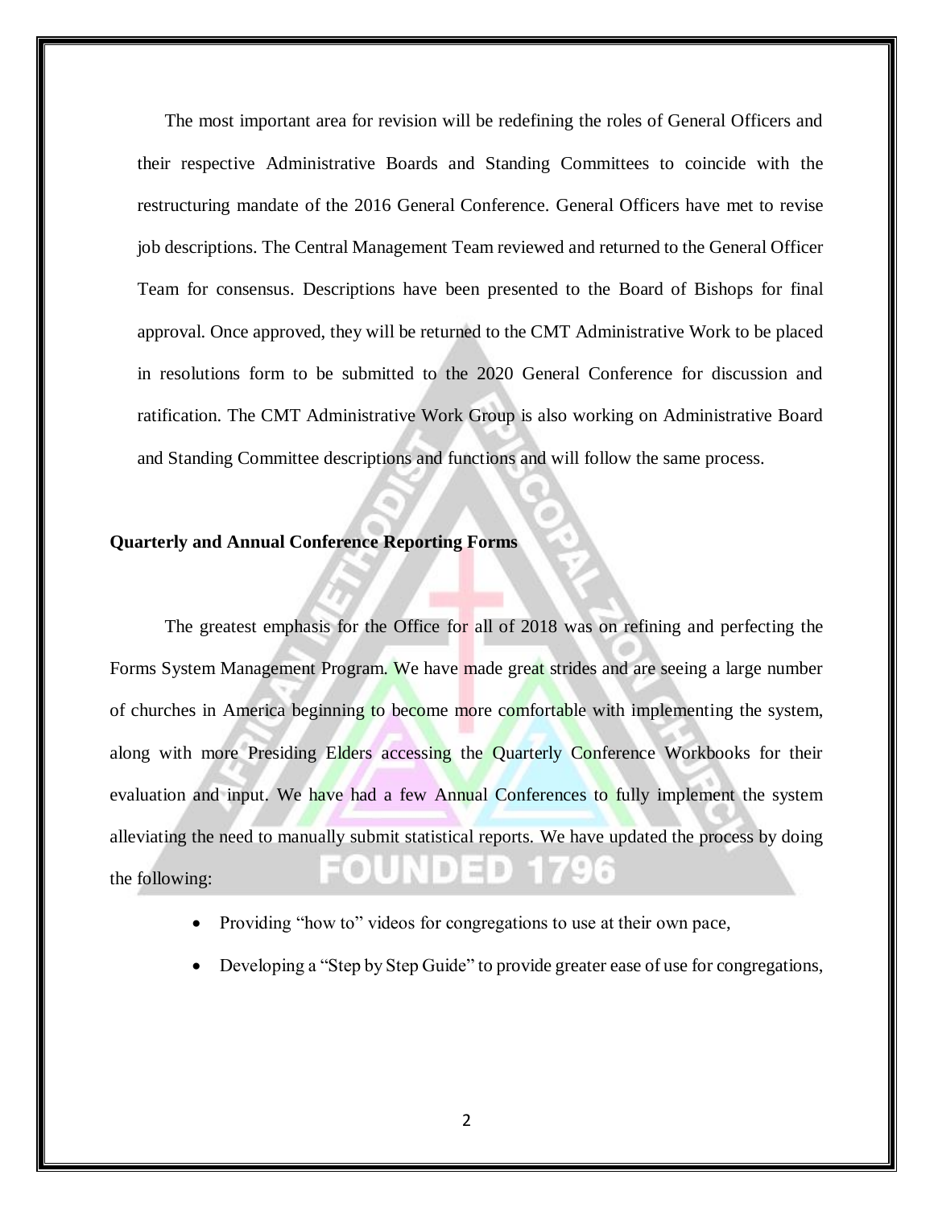The most important area for revision will be redefining the roles of General Officers and their respective Administrative Boards and Standing Committees to coincide with the restructuring mandate of the 2016 General Conference. General Officers have met to revise job descriptions. The Central Management Team reviewed and returned to the General Officer Team for consensus. Descriptions have been presented to the Board of Bishops for final approval. Once approved, they will be returned to the CMT Administrative Work to be placed in resolutions form to be submitted to the 2020 General Conference for discussion and ratification. The CMT Administrative Work Group is also working on Administrative Board and Standing Committee descriptions and functions and will follow the same process.

**Quarterly and Annual Conference Reporting Forms**

The greatest emphasis for the Office for all of 2018 was on refining and perfecting the Forms System Management Program. We have made great strides and are seeing a large number of churches in America beginning to become more comfortable with implementing the system, along with more Presiding Elders accessing the Quarterly Conference Workbooks for their evaluation and input. We have had a few Annual Conferences to fully implement the system alleviating the need to manually submit statistical reports. We have updated the process by doing the following:

- Providing "how to" videos for congregations to use at their own pace,
- Developing a "Step by Step Guide" to provide greater ease of use for congregations,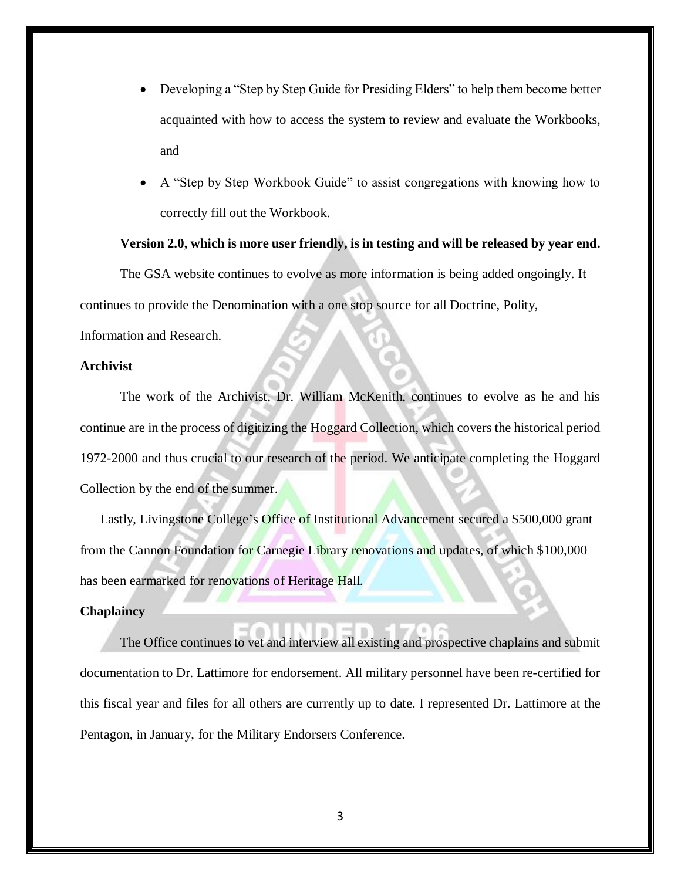- Developing a "Step by Step Guide for Presiding Elders" to help them become better acquainted with how to access the system to review and evaluate the Workbooks, and
- A "Step by Step Workbook Guide" to assist congregations with knowing how to correctly fill out the Workbook.

**Version 2.0, which is more user friendly, is in testing and will be released by year end.**

The GSA website continues to evolve as more information is being added ongoingly. It continues to provide the Denomination with a one stop source for all Doctrine, Polity, Information and Research.

**Archivist**

The work of the Archivist, Dr. William McKenith, continues to evolve as he and his continue are in the process of digitizing the Hoggard Collection, which covers the historical period 1972-2000 and thus crucial to our research of the period. We anticipate completing the Hoggard Collection by the end of the summer.

Lastly, Livingstone College's Office of Institutional Advancement secured a $500,000 grant from the Cannon Foundation for Carnegie Library renovations and updates, of which $100,000 has been earmarked for renovations of Heritage Hall.

**Chaplaincy**

The Office continues to vet and interview all existing and prospective chaplains and submit documentation to Dr. Lattimore for endorsement. All military personnel have been re-certified for this fiscal year and files for all others are currently up to date. I represented Dr. Lattimore at the Pentagon, in January, for the Military Endorsers Conference.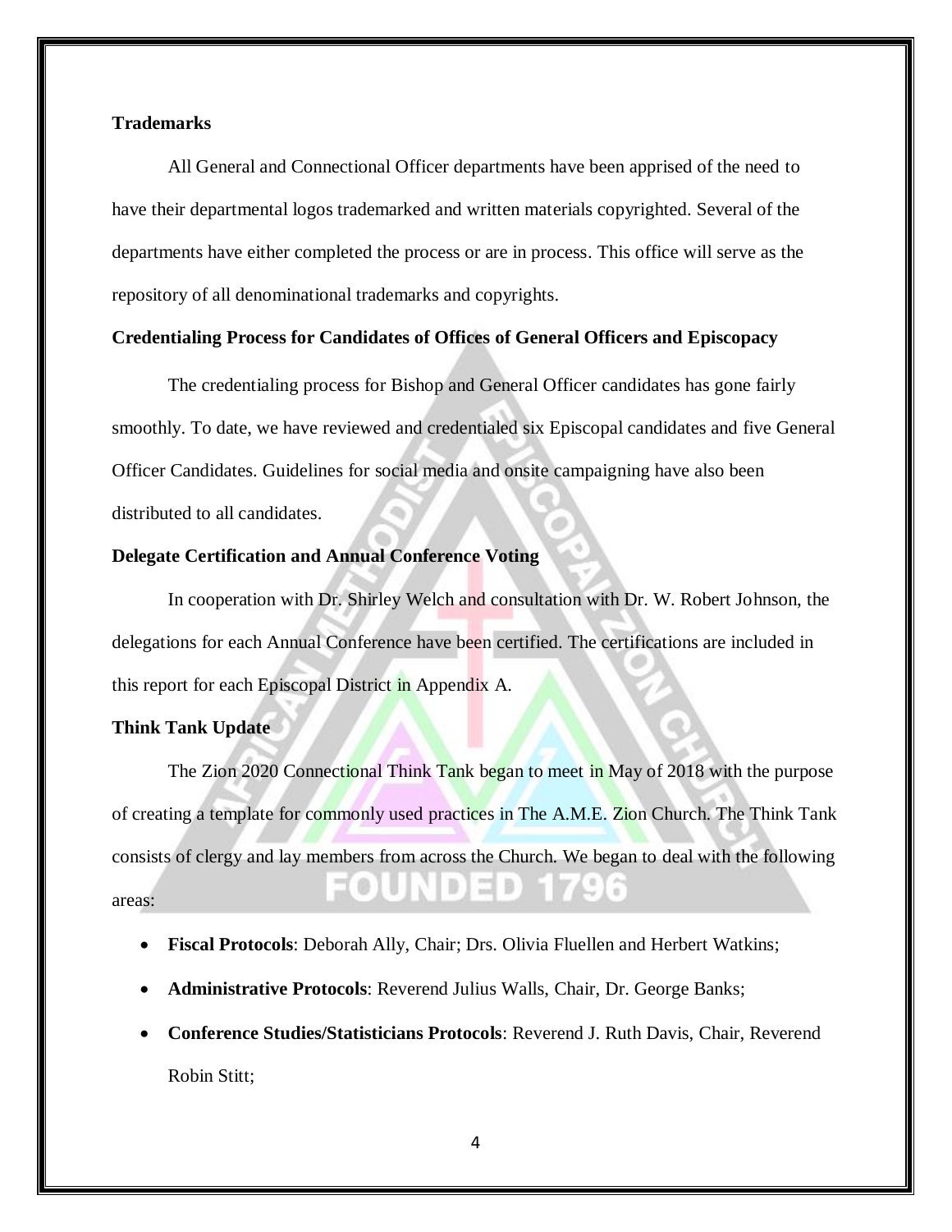**Trademarks**

All General and Connectional Officer departments have been apprised of the need to have their departmental logos trademarked and written materials copyrighted. Several of the departments have either completed the process or are in process. This office will serve as the repository of all denominational trademarks and copyrights.

**Credentialing Process for Candidates of Offices of General Officers and Episcopacy**

The credentialing process for Bishop and General Officer candidates has gone fairly smoothly. To date, we have reviewed and credentialed six Episcopal candidates and five General Officer Candidates. Guidelines for social media and onsite campaigning have also been distributed to all candidates.

**Delegate Certification and Annual Conference Voting**

In cooperation with Dr. Shirley Welch and consultation with Dr. W. Robert Johnson, the delegations for each Annual Conference have been certified. The certifications are included in this report for each Episcopal District in Appendix A.

**Think Tank Update**

The Zion 2020 Connectional Think Tank began to meet in May of 2018 with the purpose of creating a template for commonly used practices in The A.M.E. Zion Church. The Think Tank consists of clergy and lay members from across the Church. We began to deal with the following areas:

- **Fiscal Protocols**: Deborah Ally, Chair; Drs. Olivia Fluellen and Herbert Watkins;
- **Administrative Protocols**: Reverend Julius Walls, Chair, Dr. George Banks;
- **Conference Studies/Statisticians Protocols**: Reverend J. Ruth Davis, Chair, Reverend Robin Stitt;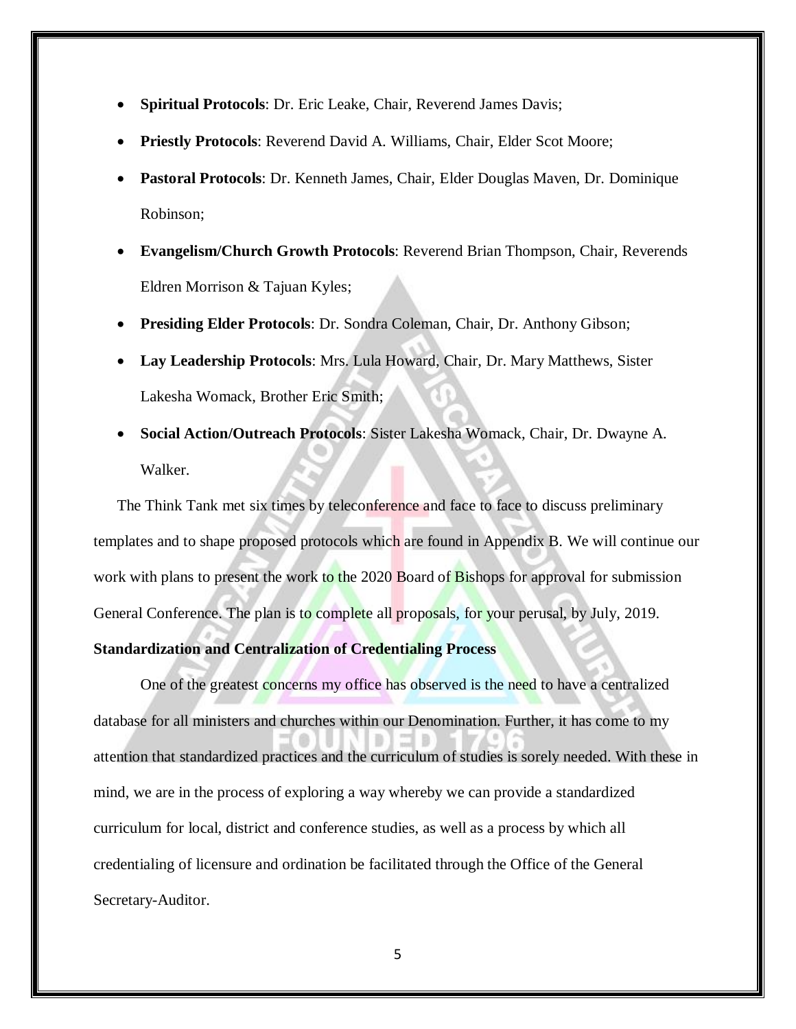- **Spiritual Protocols**: Dr. Eric Leake, Chair, Reverend James Davis;
- **Priestly Protocols**: Reverend David A. Williams, Chair, Elder Scot Moore;
- **Pastoral Protocols**: Dr. Kenneth James, Chair, Elder Douglas Maven, Dr. Dominique Robinson;
- **Evangelism/Church Growth Protocols**: Reverend Brian Thompson, Chair, Reverends Eldren Morrison & Tajuan Kyles;
- **Presiding Elder Protocols**: Dr. Sondra Coleman, Chair, Dr. Anthony Gibson;
- **Lay Leadership Protocols**: Mrs. Lula Howard, Chair, Dr. Mary Matthews, Sister Lakesha Womack, Brother Eric Smith;
- **Social Action/Outreach Protocols**: Sister Lakesha Womack, Chair, Dr. Dwayne A. Walker.

The Think Tank met six times by teleconference and face to face to discuss preliminary templates and to shape proposed protocols which are found in Appendix B. We will continue our work with plans to present the work to the 2020 Board of Bishops for approval for submission General Conference. The plan is to complete all proposals, for your perusal, by July, 2019.

**Standardization and Centralization of Credentialing Process**

One of the greatest concerns my office has observed is the need to have a centralized database for all ministers and churches within our Denomination. Further, it has come to my attention that standardized practices and the curriculum of studies is sorely needed. With these in mind, we are in the process of exploring a way whereby we can provide a standardized curriculum for local, district and conference studies, as well as a process by which all credentialing of licensure and ordination be facilitated through the Office of the General Secretary-Auditor.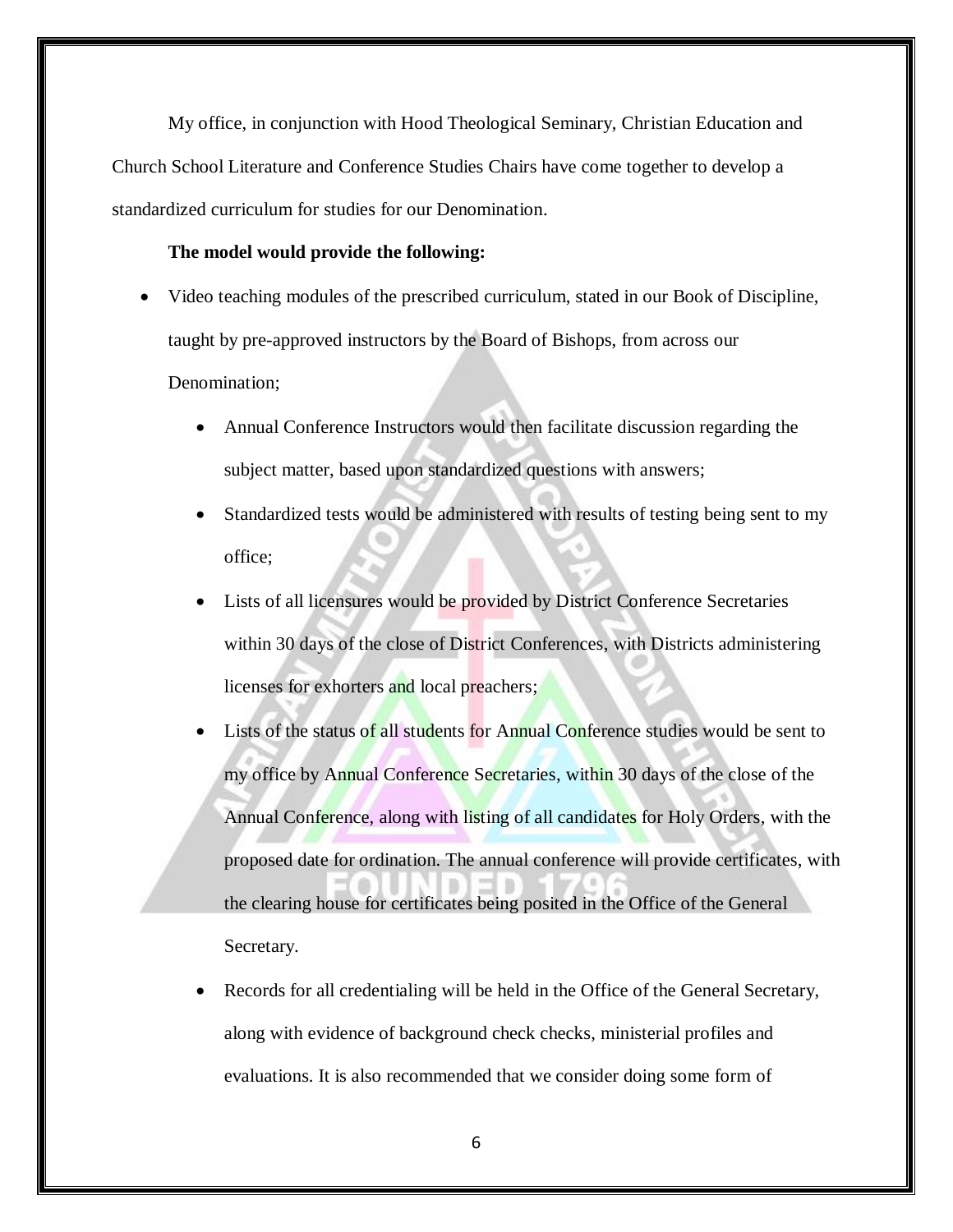My office, in conjunction with Hood Theological Seminary, Christian Education and Church School Literature and Conference Studies Chairs have come together to develop a standardized curriculum for studies for our Denomination.

**The model would provide the following:**

- Video teaching modules of the prescribed curriculum, stated in our Book of Discipline, taught by pre-approved instructors by the Board of Bishops, from across our Denomination;
    - Annual Conference Instructors would then facilitate discussion regarding the subject matter, based upon standardized questions with answers;
    - Standardized tests would be administered with results of testing being sent to my office;
    - Lists of all licensures would be provided by District Conference Secretaries within 30 days of the close of District Conferences, with Districts administering licenses for exhorters and local preachers;
    - Lists of the status of all students for Annual Conference studies would be sent to my office by Annual Conference Secretaries, within 30 days of the close of the Annual Conference, along with listing of all candidates for Holy Orders, with the proposed date for ordination. The annual conference will provide certificates, with the clearing house for certificates being posited in the Office of the General Secretary.
    - Records for all credentialing will be held in the Office of the General Secretary, along with evidence of background check checks, ministerial profiles and evaluations. It is also recommended that we consider doing some form of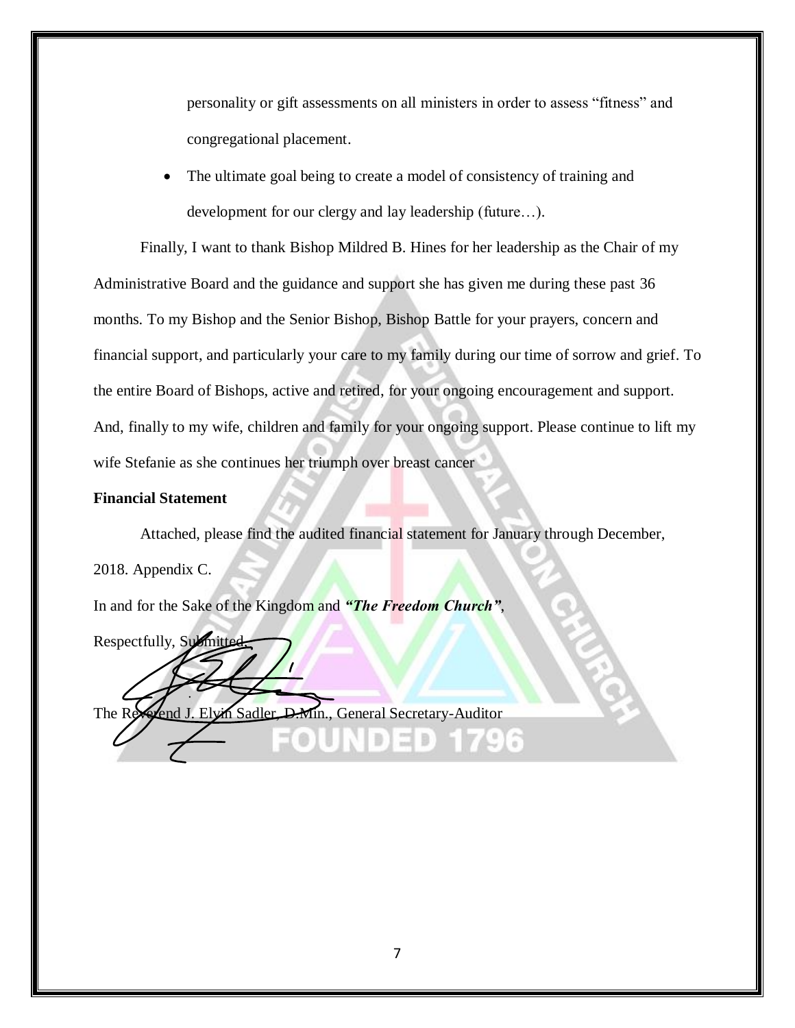personality or gift assessments on all ministers in order to assess "fitness" and congregational placement.

- The ultimate goal being to create a model of consistency of training and development for our clergy and lay leadership (future…).

Finally, I want to thank Bishop Mildred B. Hines for her leadership as the Chair of my Administrative Board and the guidance and support she has given me during these past 36 months. To my Bishop and the Senior Bishop, Bishop Battle for your prayers, concern and financial support, and particularly your care to my family during our time of sorrow and grief. To the entire Board of Bishops, active and retired, for your ongoing encouragement and support. And, finally to my wife, children and family for your ongoing support. Please continue to lift my wife Stefanie as she continues her triumph over breast cancer

**Financial Statement**

Attached, please find the audited financial statement for January through December, 2018. Appendix C.

In and for the Sake of the Kingdom and ***"The Freedom Church"***,

Respectfully, Submitted,

The Reverend J. Elvin Sadler, D.Min., General Secretary-Auditor